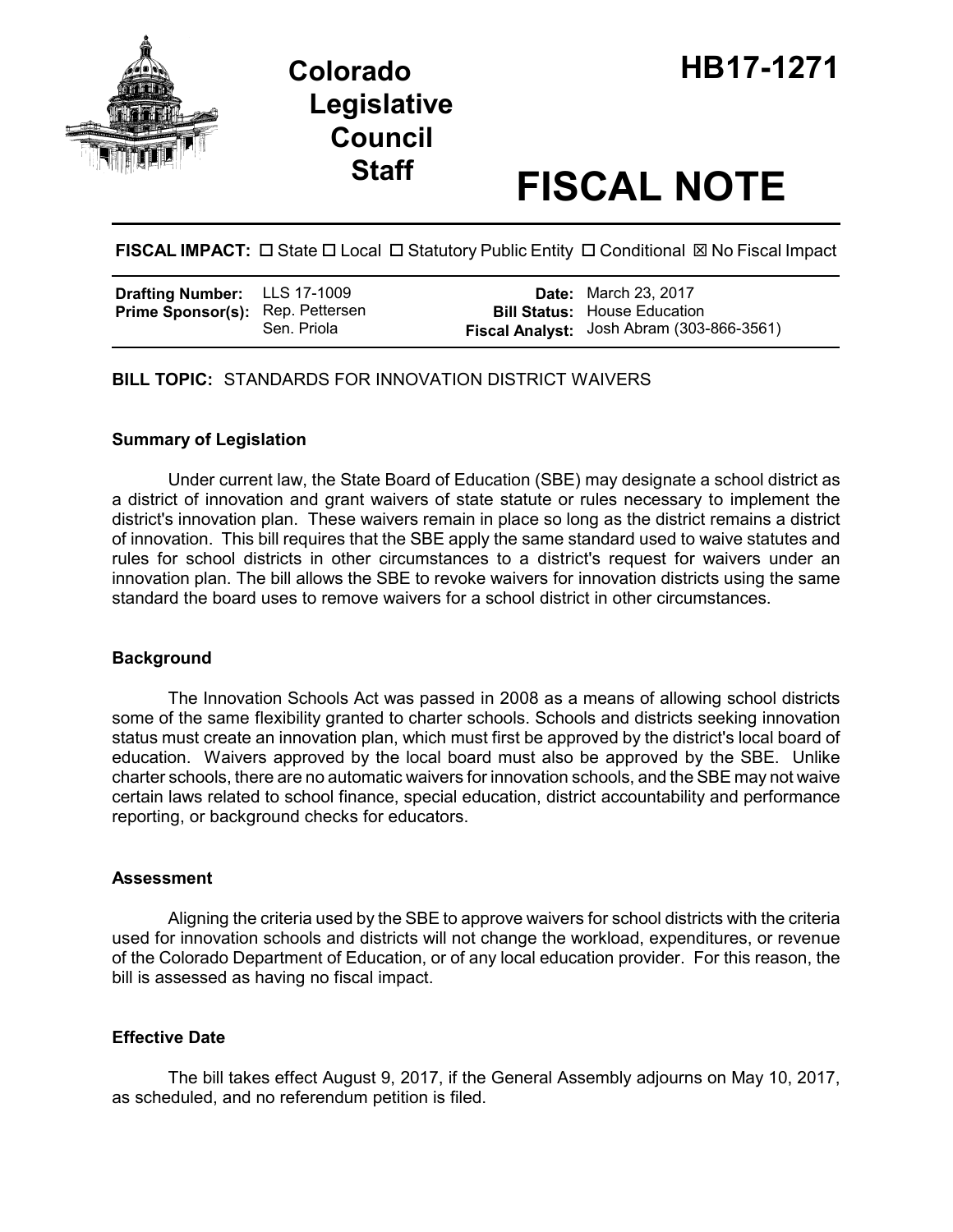# Colorado Legislative Council Staff

# HB17-1271

# FISCAL NOTE

**FISCAL IMPACT:** ☐ State ☐ Local ☐ Statutory Public Entity ☐ Conditional ☒ No Fiscal Impact

| | | | |
|---|---|---|---|
| **Drafting Number:** | LLS 17-1009 | **Date:** | March 23, 2017 |
| **Prime Sponsor(s):** | Rep. Pettersen<br>Sen. Priola | **Bill Status:** | House Education |
| | | **Fiscal Analyst:** | Josh Abram (303-866-3561) |

**BILL TOPIC:** STANDARDS FOR INNOVATION DISTRICT WAIVERS

### Summary of Legislation

Under current law, the State Board of Education (SBE) may designate a school district as a district of innovation and grant waivers of state statute or rules necessary to implement the district's innovation plan. These waivers remain in place so long as the district remains a district of innovation. This bill requires that the SBE apply the same standard used to waive statutes and rules for school districts in other circumstances to a district's request for waivers under an innovation plan. The bill allows the SBE to revoke waivers for innovation districts using the same standard the board uses to remove waivers for a school district in other circumstances.

### Background

The Innovation Schools Act was passed in 2008 as a means of allowing school districts some of the same flexibility granted to charter schools. Schools and districts seeking innovation status must create an innovation plan, which must first be approved by the district's local board of education. Waivers approved by the local board must also be approved by the SBE. Unlike charter schools, there are no automatic waivers for innovation schools, and the SBE may not waive certain laws related to school finance, special education, district accountability and performance reporting, or background checks for educators.

### Assessment

Aligning the criteria used by the SBE to approve waivers for school districts with the criteria used for innovation schools and districts will not change the workload, expenditures, or revenue of the Colorado Department of Education, or of any local education provider. For this reason, the bill is assessed as having no fiscal impact.

### Effective Date

The bill takes effect August 9, 2017, if the General Assembly adjourns on May 10, 2017, as scheduled, and no referendum petition is filed.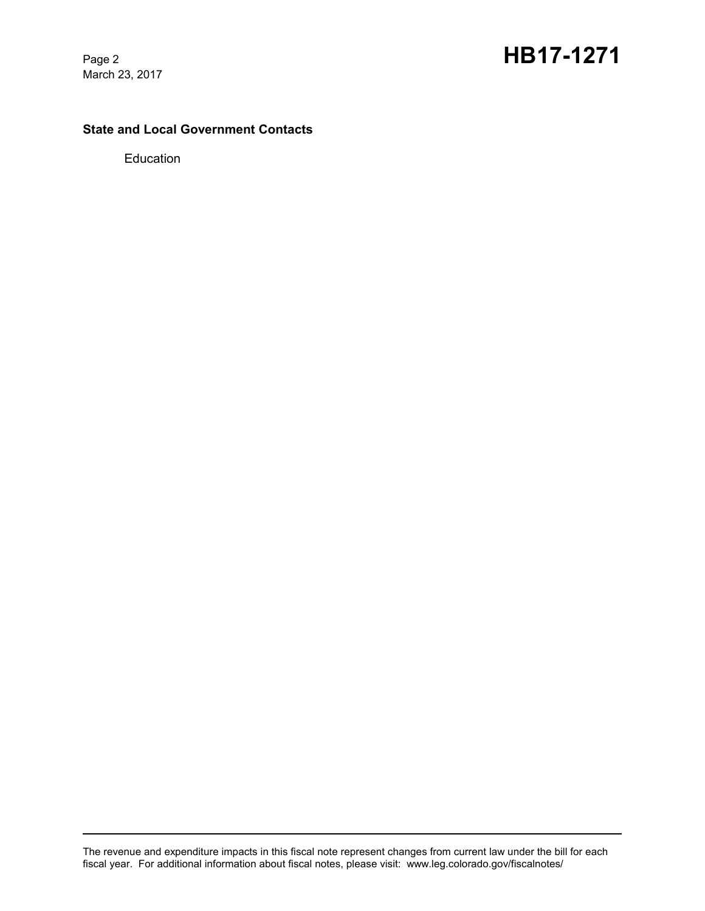### State and Local Government Contacts

Education

The revenue and expenditure impacts in this fiscal note represent changes from current law under the bill for each fiscal year. For additional information about fiscal notes, please visit: www.leg.colorado.gov/fiscalnotes/